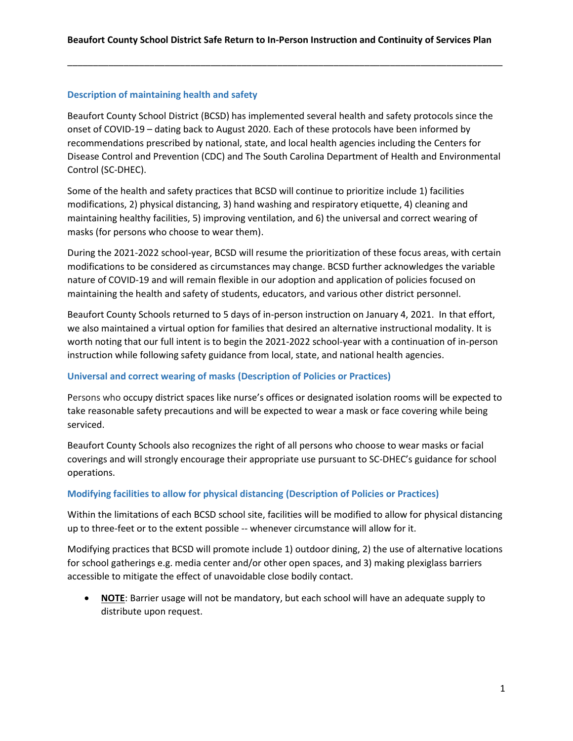# Beaufort County School District Safe Return to In-Person Instruction and Continuity of Services Plan

## Description of maintaining health and safety

Beaufort County School District (BCSD) has implemented several health and safety protocols since the onset of COVID-19 – dating back to August 2020. Each of these protocols have been informed by recommendations prescribed by national, state, and local health agencies including the Centers for Disease Control and Prevention (CDC) and The South Carolina Department of Health and Environmental Control (SC-DHEC).

Some of the health and safety practices that BCSD will continue to prioritize include 1) facilities modifications, 2) physical distancing, 3) hand washing and respiratory etiquette, 4) cleaning and maintaining healthy facilities, 5) improving ventilation, and 6) the universal and correct wearing of masks (for persons who choose to wear them).

During the 2021-2022 school-year, BCSD will resume the prioritization of these focus areas, with certain modifications to be considered as circumstances may change. BCSD further acknowledges the variable nature of COVID-19 and will remain flexible in our adoption and application of policies focused on maintaining the health and safety of students, educators, and various other district personnel.

Beaufort County Schools returned to 5 days of in-person instruction on January 4, 2021. In that effort, we also maintained a virtual option for families that desired an alternative instructional modality. It is worth noting that our full intent is to begin the 2021-2022 school-year with a continuation of in-person instruction while following safety guidance from local, state, and national health agencies.

## Universal and correct wearing of masks (Description of Policies or Practices)

Persons who occupy district spaces like nurse's offices or designated isolation rooms will be expected to take reasonable safety precautions and will be expected to wear a mask or face covering while being serviced.

Beaufort County Schools also recognizes the right of all persons who choose to wear masks or facial coverings and will strongly encourage their appropriate use pursuant to SC-DHEC's guidance for school operations.

## Modifying facilities to allow for physical distancing (Description of Policies or Practices)

Within the limitations of each BCSD school site, facilities will be modified to allow for physical distancing up to three-feet or to the extent possible -- whenever circumstance will allow for it.

Modifying practices that BCSD will promote include 1) outdoor dining, 2) the use of alternative locations for school gatherings e.g. media center and/or other open spaces, and 3) making plexiglass barriers accessible to mitigate the effect of unavoidable close bodily contact.

- **NOTE**: Barrier usage will not be mandatory, but each school will have an adequate supply to distribute upon request.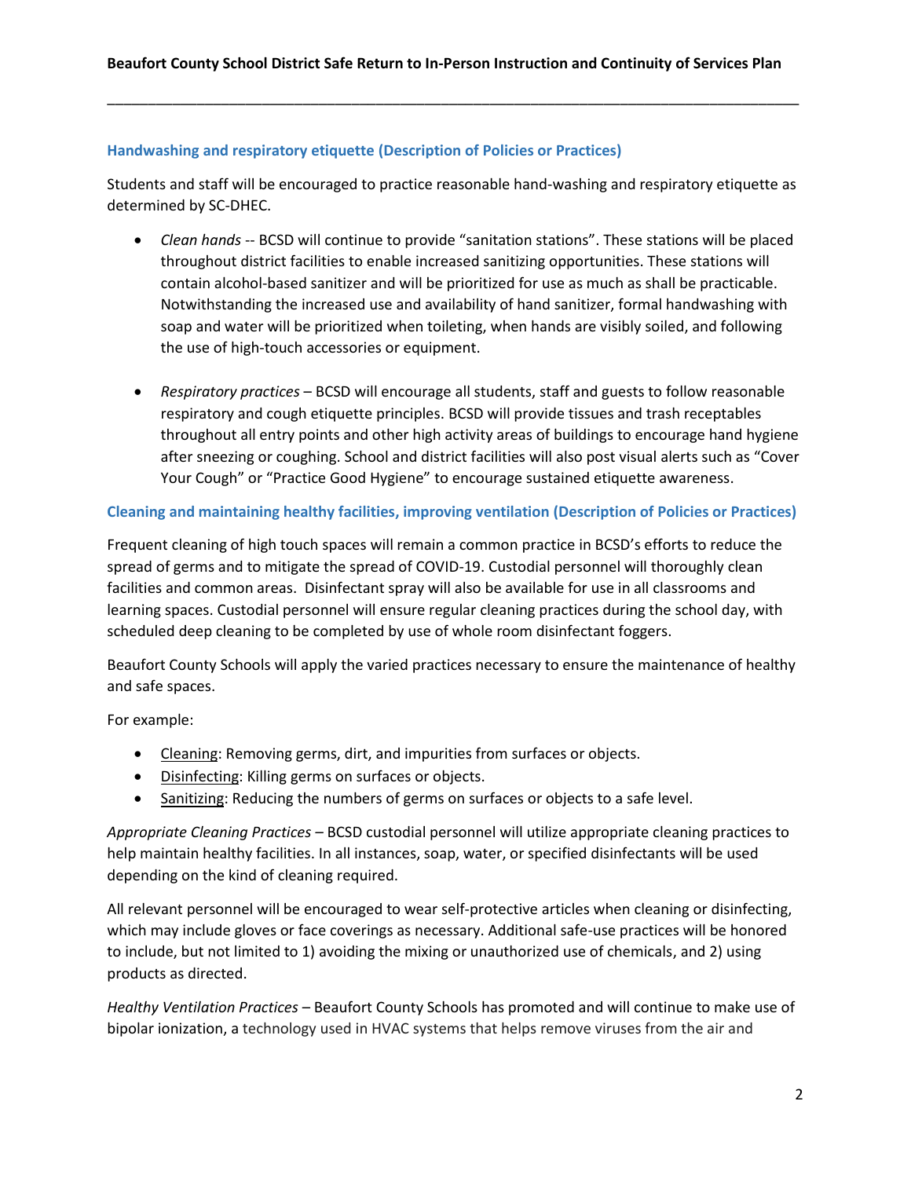### Handwashing and respiratory etiquette (Description of Policies or Practices)

Students and staff will be encouraged to practice reasonable hand-washing and respiratory etiquette as determined by SC-DHEC.

- *Clean hands* -- BCSD will continue to provide "sanitation stations". These stations will be placed throughout district facilities to enable increased sanitizing opportunities. These stations will contain alcohol-based sanitizer and will be prioritized for use as much as shall be practicable. Notwithstanding the increased use and availability of hand sanitizer, formal handwashing with soap and water will be prioritized when toileting, when hands are visibly soiled, and following the use of high-touch accessories or equipment.

- *Respiratory practices* – BCSD will encourage all students, staff and guests to follow reasonable respiratory and cough etiquette principles. BCSD will provide tissues and trash receptables throughout all entry points and other high activity areas of buildings to encourage hand hygiene after sneezing or coughing. School and district facilities will also post visual alerts such as "Cover Your Cough" or "Practice Good Hygiene" to encourage sustained etiquette awareness.

### Cleaning and maintaining healthy facilities, improving ventilation (Description of Policies or Practices)

Frequent cleaning of high touch spaces will remain a common practice in BCSD's efforts to reduce the spread of germs and to mitigate the spread of COVID-19. Custodial personnel will thoroughly clean facilities and common areas. Disinfectant spray will also be available for use in all classrooms and learning spaces. Custodial personnel will ensure regular cleaning practices during the school day, with scheduled deep cleaning to be completed by use of whole room disinfectant foggers.

Beaufort County Schools will apply the varied practices necessary to ensure the maintenance of healthy and safe spaces.

For example:

- <u>Cleaning</u>: Removing germs, dirt, and impurities from surfaces or objects.
- <u>Disinfecting</u>: Killing germs on surfaces or objects.
- <u>Sanitizing</u>: Reducing the numbers of germs on surfaces or objects to a safe level.

*Appropriate Cleaning Practices* – BCSD custodial personnel will utilize appropriate cleaning practices to help maintain healthy facilities. In all instances, soap, water, or specified disinfectants will be used depending on the kind of cleaning required.

All relevant personnel will be encouraged to wear self-protective articles when cleaning or disinfecting, which may include gloves or face coverings as necessary. Additional safe-use practices will be honored to include, but not limited to 1) avoiding the mixing or unauthorized use of chemicals, and 2) using products as directed.

*Healthy Ventilation Practices* – Beaufort County Schools has promoted and will continue to make use of bipolar ionization, a technology used in HVAC systems that helps remove viruses from the air and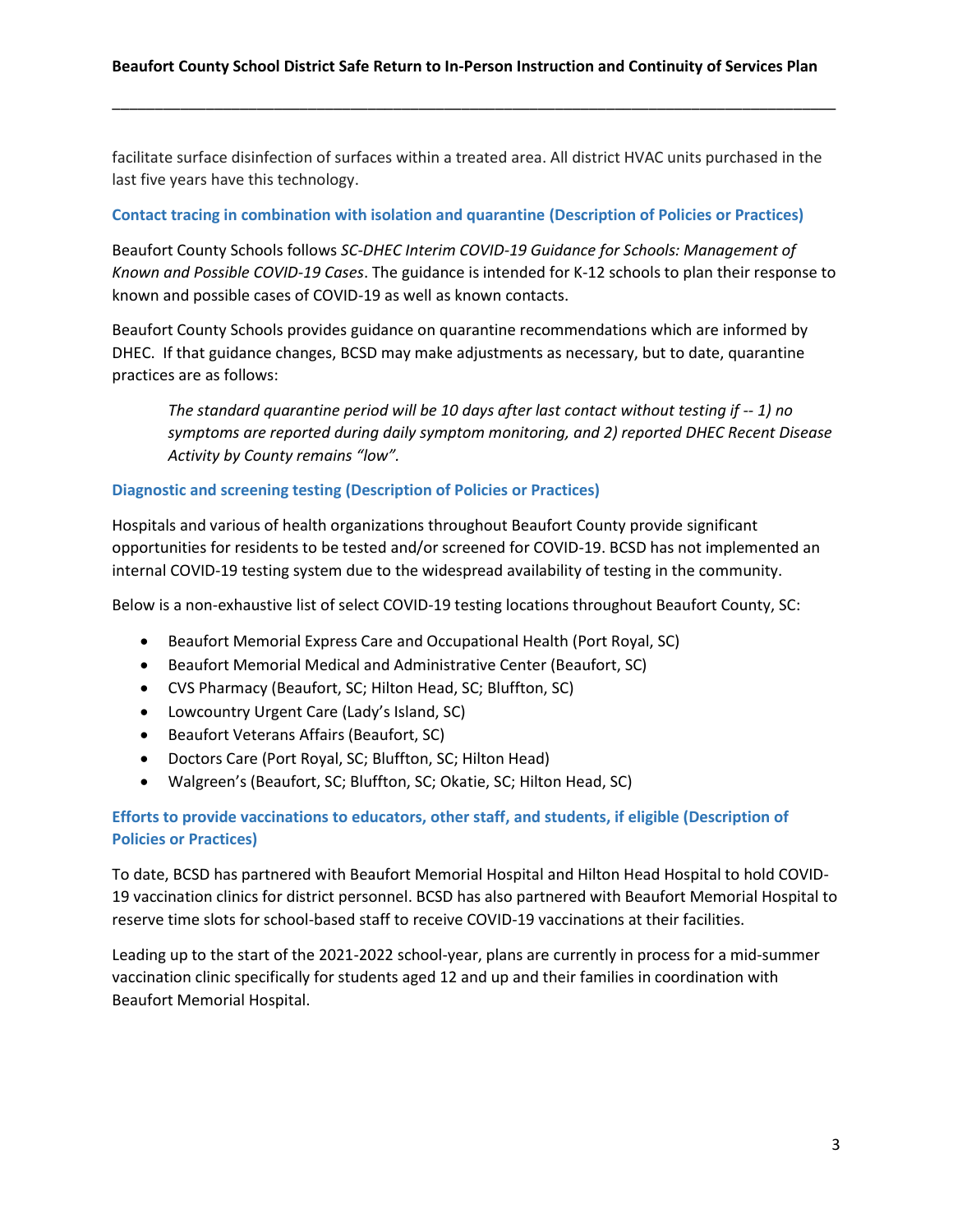facilitate surface disinfection of surfaces within a treated area. All district HVAC units purchased in the last five years have this technology.

### Contact tracing in combination with isolation and quarantine (Description of Policies or Practices)

Beaufort County Schools follows *SC-DHEC Interim COVID-19 Guidance for Schools: Management of Known and Possible COVID-19 Cases*. The guidance is intended for K-12 schools to plan their response to known and possible cases of COVID-19 as well as known contacts.

Beaufort County Schools provides guidance on quarantine recommendations which are informed by DHEC. If that guidance changes, BCSD may make adjustments as necessary, but to date, quarantine practices are as follows:

> *The standard quarantine period will be 10 days after last contact without testing if -- 1) no symptoms are reported during daily symptom monitoring, and 2) reported DHEC Recent Disease Activity by County remains "low".*

### Diagnostic and screening testing (Description of Policies or Practices)

Hospitals and various of health organizations throughout Beaufort County provide significant opportunities for residents to be tested and/or screened for COVID-19. BCSD has not implemented an internal COVID-19 testing system due to the widespread availability of testing in the community.

Below is a non-exhaustive list of select COVID-19 testing locations throughout Beaufort County, SC:

- Beaufort Memorial Express Care and Occupational Health (Port Royal, SC)
- Beaufort Memorial Medical and Administrative Center (Beaufort, SC)
- CVS Pharmacy (Beaufort, SC; Hilton Head, SC; Bluffton, SC)
- Lowcountry Urgent Care (Lady's Island, SC)
- Beaufort Veterans Affairs (Beaufort, SC)
- Doctors Care (Port Royal, SC; Bluffton, SC; Hilton Head)
- Walgreen's (Beaufort, SC; Bluffton, SC; Okatie, SC; Hilton Head, SC)

### Efforts to provide vaccinations to educators, other staff, and students, if eligible (Description of Policies or Practices)

To date, BCSD has partnered with Beaufort Memorial Hospital and Hilton Head Hospital to hold COVID-19 vaccination clinics for district personnel. BCSD has also partnered with Beaufort Memorial Hospital to reserve time slots for school-based staff to receive COVID-19 vaccinations at their facilities.

Leading up to the start of the 2021-2022 school-year, plans are currently in process for a mid-summer vaccination clinic specifically for students aged 12 and up and their families in coordination with Beaufort Memorial Hospital.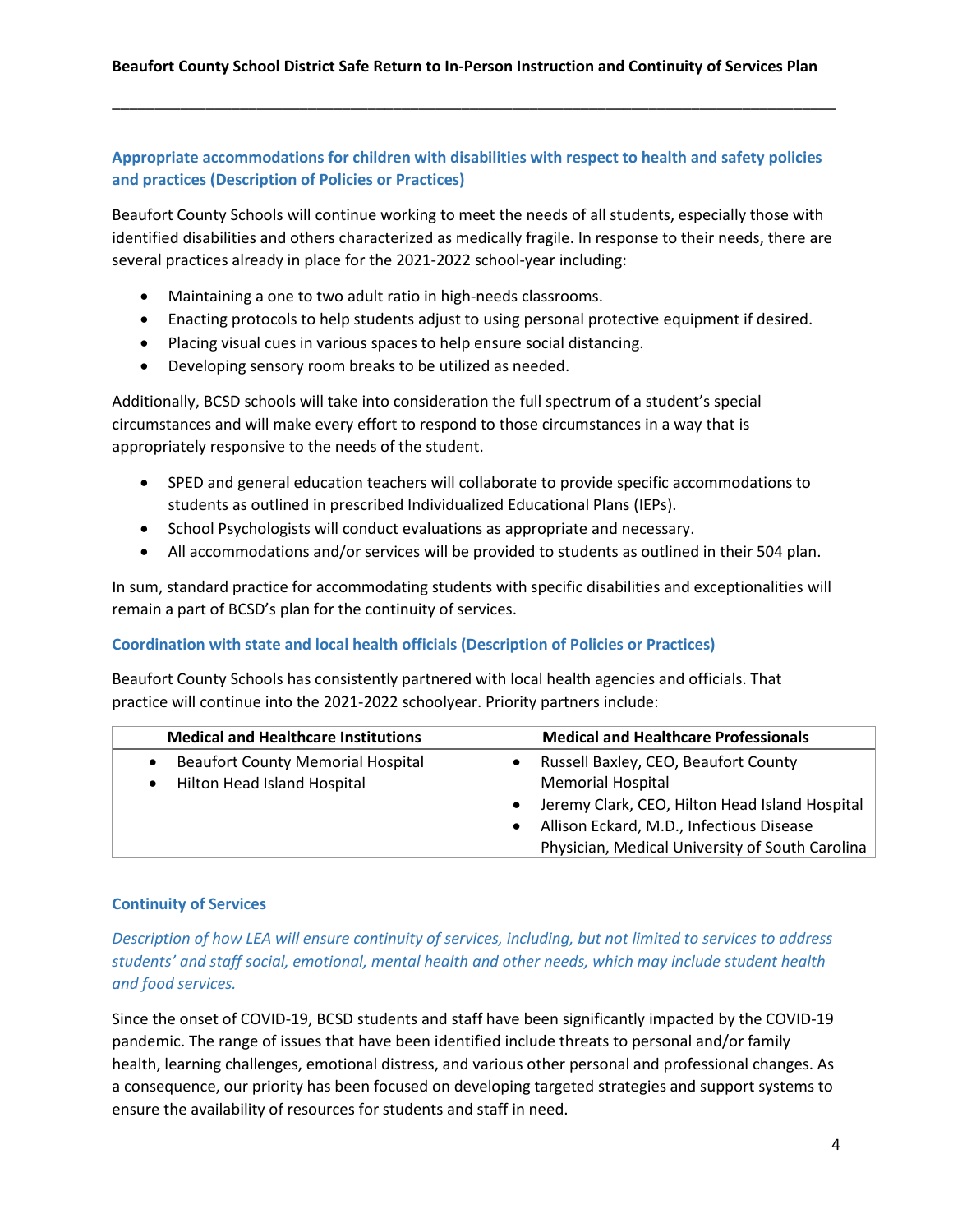### Appropriate accommodations for children with disabilities with respect to health and safety policies and practices (Description of Policies or Practices)

Beaufort County Schools will continue working to meet the needs of all students, especially those with identified disabilities and others characterized as medically fragile. In response to their needs, there are several practices already in place for the 2021-2022 school-year including:

- Maintaining a one to two adult ratio in high-needs classrooms.
- Enacting protocols to help students adjust to using personal protective equipment if desired.
- Placing visual cues in various spaces to help ensure social distancing.
- Developing sensory room breaks to be utilized as needed.

Additionally, BCSD schools will take into consideration the full spectrum of a student's special circumstances and will make every effort to respond to those circumstances in a way that is appropriately responsive to the needs of the student.

- SPED and general education teachers will collaborate to provide specific accommodations to students as outlined in prescribed Individualized Educational Plans (IEPs).
- School Psychologists will conduct evaluations as appropriate and necessary.
- All accommodations and/or services will be provided to students as outlined in their 504 plan.

In sum, standard practice for accommodating students with specific disabilities and exceptionalities will remain a part of BCSD's plan for the continuity of services.

### Coordination with state and local health officials (Description of Policies or Practices)

Beaufort County Schools has consistently partnered with local health agencies and officials. That practice will continue into the 2021-2022 schoolyear. Priority partners include:

| Medical and Healthcare Institutions | Medical and Healthcare Professionals |
|---|---|
| • Beaufort County Memorial Hospital<br>• Hilton Head Island Hospital | • Russell Baxley, CEO, Beaufort County Memorial Hospital<br>• Jeremy Clark, CEO, Hilton Head Island Hospital<br>• Allison Eckard, M.D., Infectious Disease Physician, Medical University of South Carolina |

### Continuity of Services

*Description of how LEA will ensure continuity of services, including, but not limited to services to address students' and staff social, emotional, mental health and other needs, which may include student health and food services.*

Since the onset of COVID-19, BCSD students and staff have been significantly impacted by the COVID-19 pandemic. The range of issues that have been identified include threats to personal and/or family health, learning challenges, emotional distress, and various other personal and professional changes. As a consequence, our priority has been focused on developing targeted strategies and support systems to ensure the availability of resources for students and staff in need.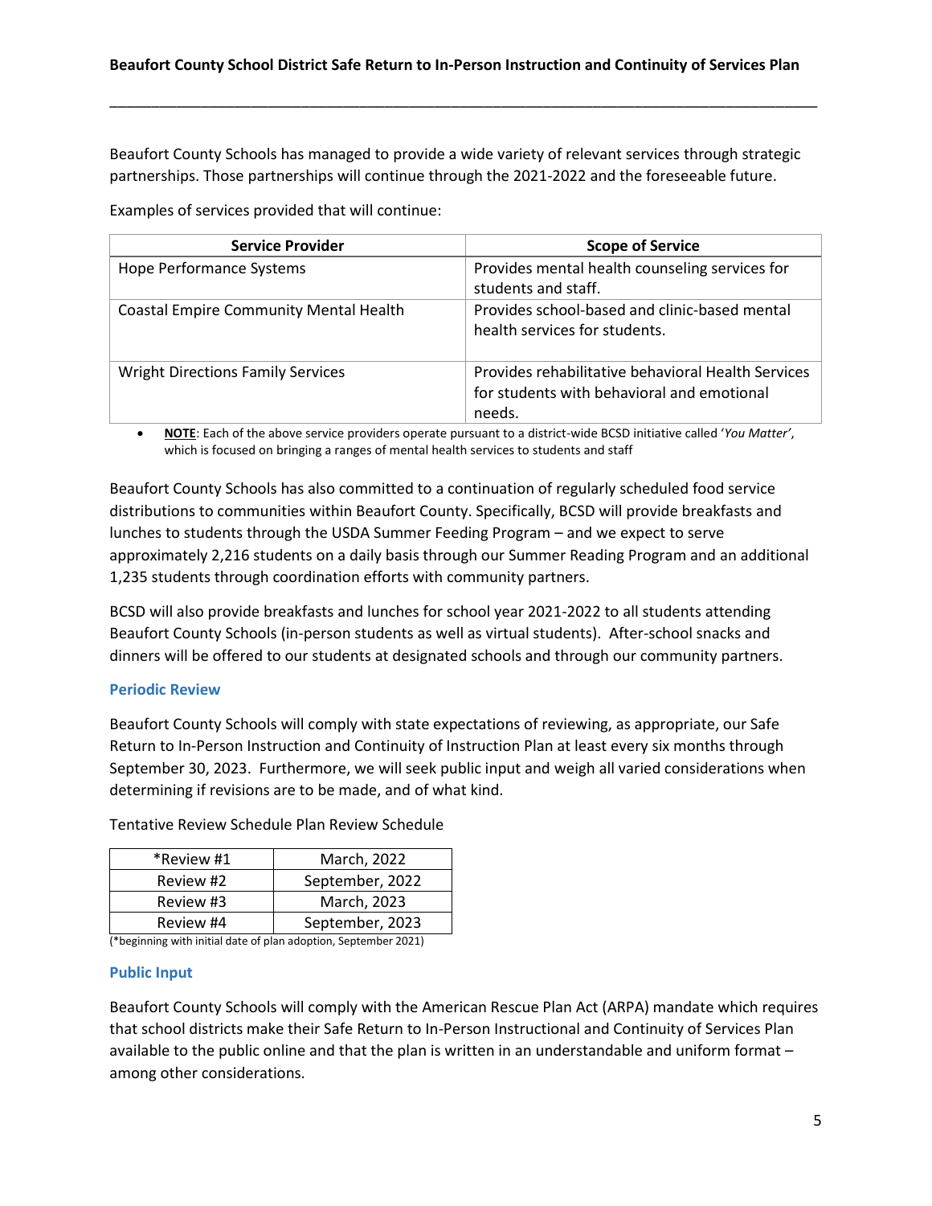Beaufort County Schools has managed to provide a wide variety of relevant services through strategic partnerships. Those partnerships will continue through the 2021-2022 and the foreseeable future.

Examples of services provided that will continue:

| Service Provider | Scope of Service |
|---|---|
| Hope Performance Systems | Provides mental health counseling services for students and staff. |
| Coastal Empire Community Mental Health | Provides school-based and clinic-based mental health services for students. |
| Wright Directions Family Services | Provides rehabilitative behavioral Health Services for students with behavioral and emotional needs. |

- **NOTE**: Each of the above service providers operate pursuant to a district-wide BCSD initiative called '*You Matter*', which is focused on bringing a ranges of mental health services to students and staff

Beaufort County Schools has also committed to a continuation of regularly scheduled food service distributions to communities within Beaufort County. Specifically, BCSD will provide breakfasts and lunches to students through the USDA Summer Feeding Program – and we expect to serve approximately 2,216 students on a daily basis through our Summer Reading Program and an additional 1,235 students through coordination efforts with community partners.

BCSD will also provide breakfasts and lunches for school year 2021-2022 to all students attending Beaufort County Schools (in-person students as well as virtual students). After-school snacks and dinners will be offered to our students at designated schools and through our community partners.

### Periodic Review

Beaufort County Schools will comply with state expectations of reviewing, as appropriate, our Safe Return to In-Person Instruction and Continuity of Instruction Plan at least every six months through September 30, 2023. Furthermore, we will seek public input and weigh all varied considerations when determining if revisions are to be made, and of what kind.

Tentative Review Schedule Plan Review Schedule

| | |
|---|---|
| *Review #1 | March, 2022 |
| Review #2 | September, 2022 |
| Review #3 | March, 2023 |
| Review #4 | September, 2023 |

(*beginning with initial date of plan adoption, September 2021)

### Public Input

Beaufort County Schools will comply with the American Rescue Plan Act (ARPA) mandate which requires that school districts make their Safe Return to In-Person Instructional and Continuity of Services Plan available to the public online and that the plan is written in an understandable and uniform format – among other considerations.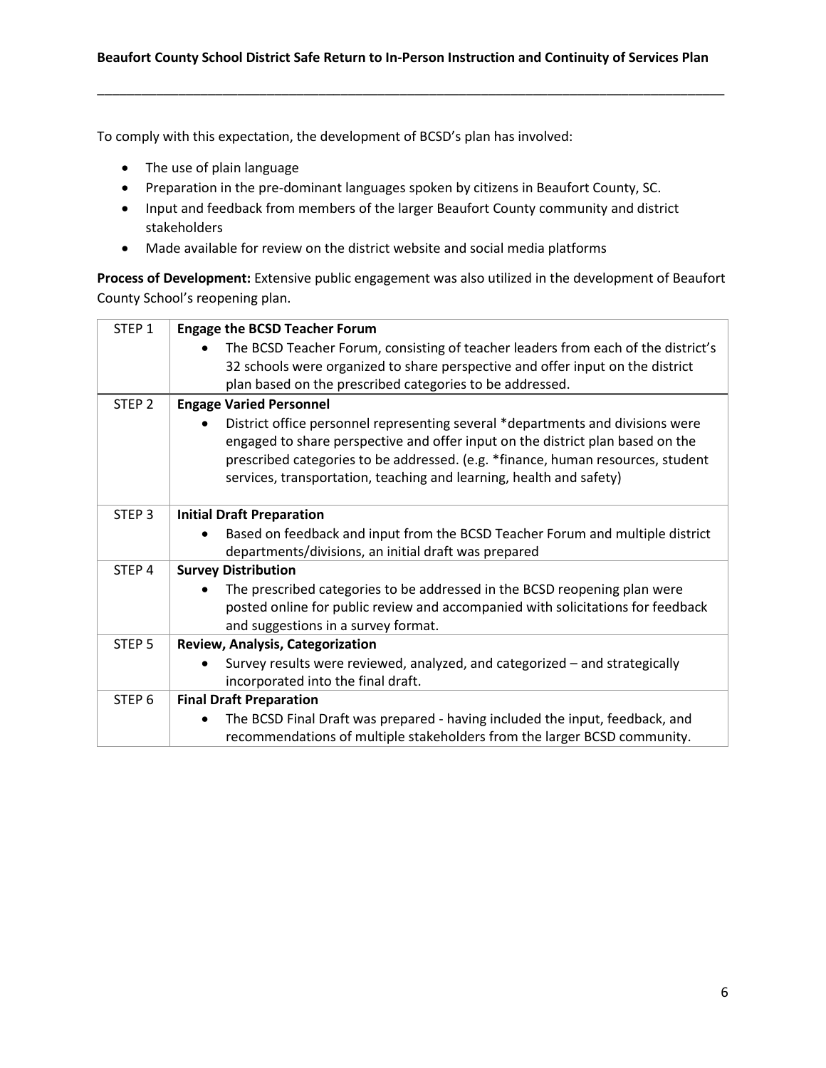To comply with this expectation, the development of BCSD's plan has involved:

- The use of plain language
- Preparation in the pre-dominant languages spoken by citizens in Beaufort County, SC.
- Input and feedback from members of the larger Beaufort County community and district stakeholders
- Made available for review on the district website and social media platforms

**Process of Development:** Extensive public engagement was also utilized in the development of Beaufort County School's reopening plan.

| | |
|---|---|
| STEP 1 | **Engage the BCSD Teacher Forum**<br>• The BCSD Teacher Forum, consisting of teacher leaders from each of the district's 32 schools were organized to share perspective and offer input on the district plan based on the prescribed categories to be addressed. |
| STEP 2 | **Engage Varied Personnel**<br>• District office personnel representing several *departments and divisions were engaged to share perspective and offer input on the district plan based on the prescribed categories to be addressed. (e.g. *finance, human resources, student services, transportation, teaching and learning, health and safety) |
| STEP 3 | **Initial Draft Preparation**<br>• Based on feedback and input from the BCSD Teacher Forum and multiple district departments/divisions, an initial draft was prepared |
| STEP 4 | **Survey Distribution**<br>• The prescribed categories to be addressed in the BCSD reopening plan were posted online for public review and accompanied with solicitations for feedback and suggestions in a survey format. |
| STEP 5 | **Review, Analysis, Categorization**<br>• Survey results were reviewed, analyzed, and categorized – and strategically incorporated into the final draft. |
| STEP 6 | **Final Draft Preparation**<br>• The BCSD Final Draft was prepared - having included the input, feedback, and recommendations of multiple stakeholders from the larger BCSD community. |